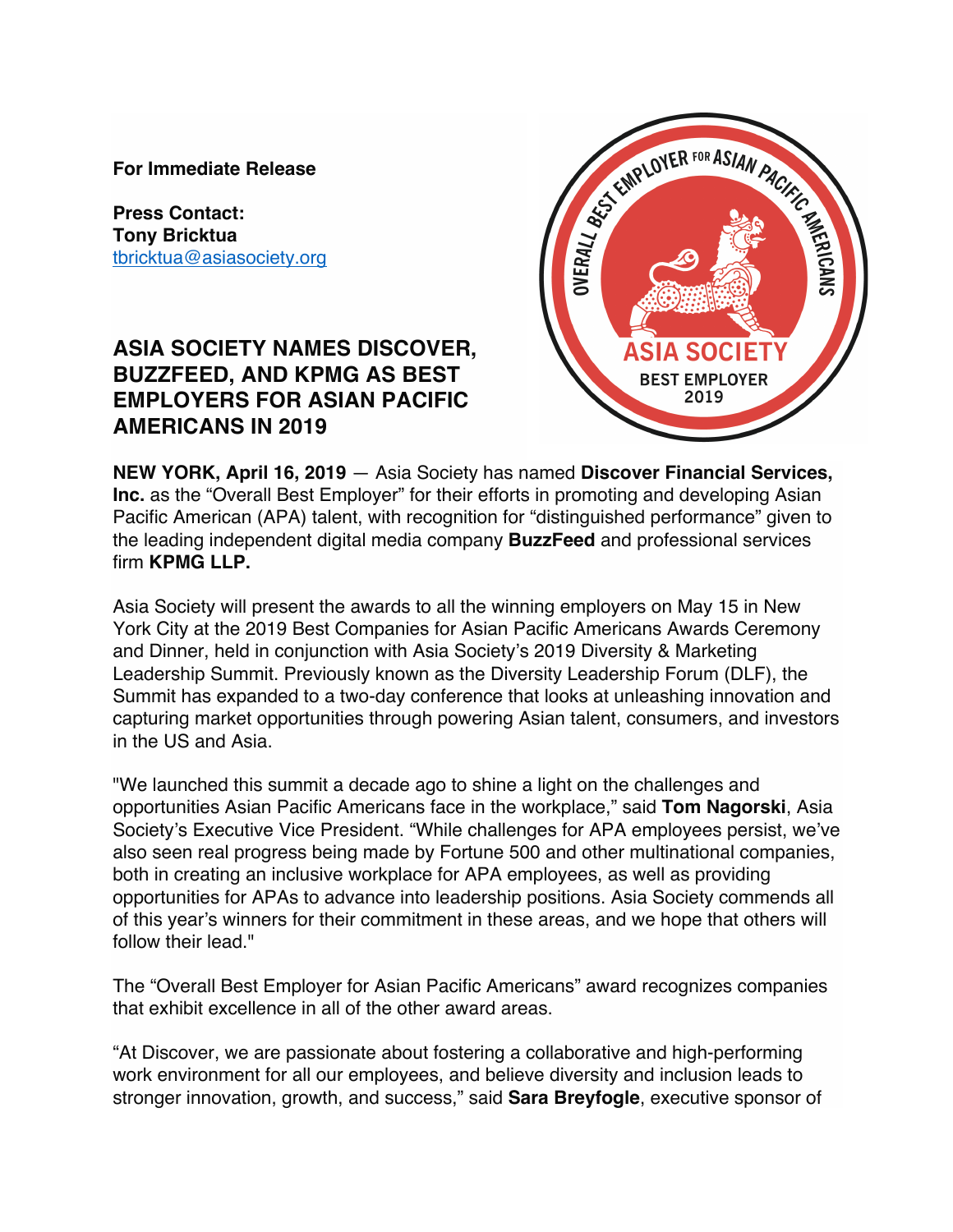**For Immediate Release**

**Press Contact:**
**Tony Bricktua**
tbricktua@asiasociety.org

# ASIA SOCIETY NAMES DISCOVER, BUZZFEED, AND KPMG AS BEST EMPLOYERS FOR ASIAN PACIFIC AMERICANS IN 2019

**NEW YORK, April 16, 2019** — Asia Society has named **Discover Financial Services, Inc.** as the "Overall Best Employer" for their efforts in promoting and developing Asian Pacific American (APA) talent, with recognition for "distinguished performance" given to the leading independent digital media company **BuzzFeed** and professional services firm **KPMG LLP.**

Asia Society will present the awards to all the winning employers on May 15 in New York City at the 2019 Best Companies for Asian Pacific Americans Awards Ceremony and Dinner, held in conjunction with Asia Society's 2019 Diversity & Marketing Leadership Summit. Previously known as the Diversity Leadership Forum (DLF), the Summit has expanded to a two-day conference that looks at unleashing innovation and capturing market opportunities through powering Asian talent, consumers, and investors in the US and Asia.

"We launched this summit a decade ago to shine a light on the challenges and opportunities Asian Pacific Americans face in the workplace," said **Tom Nagorski**, Asia Society's Executive Vice President. "While challenges for APA employees persist, we've also seen real progress being made by Fortune 500 and other multinational companies, both in creating an inclusive workplace for APA employees, as well as providing opportunities for APAs to advance into leadership positions. Asia Society commends all of this year's winners for their commitment in these areas, and we hope that others will follow their lead."

The "Overall Best Employer for Asian Pacific Americans" award recognizes companies that exhibit excellence in all of the other award areas.

"At Discover, we are passionate about fostering a collaborative and high-performing work environment for all our employees, and believe diversity and inclusion leads to stronger innovation, growth, and success," said **Sara Breyfogle**, executive sponsor of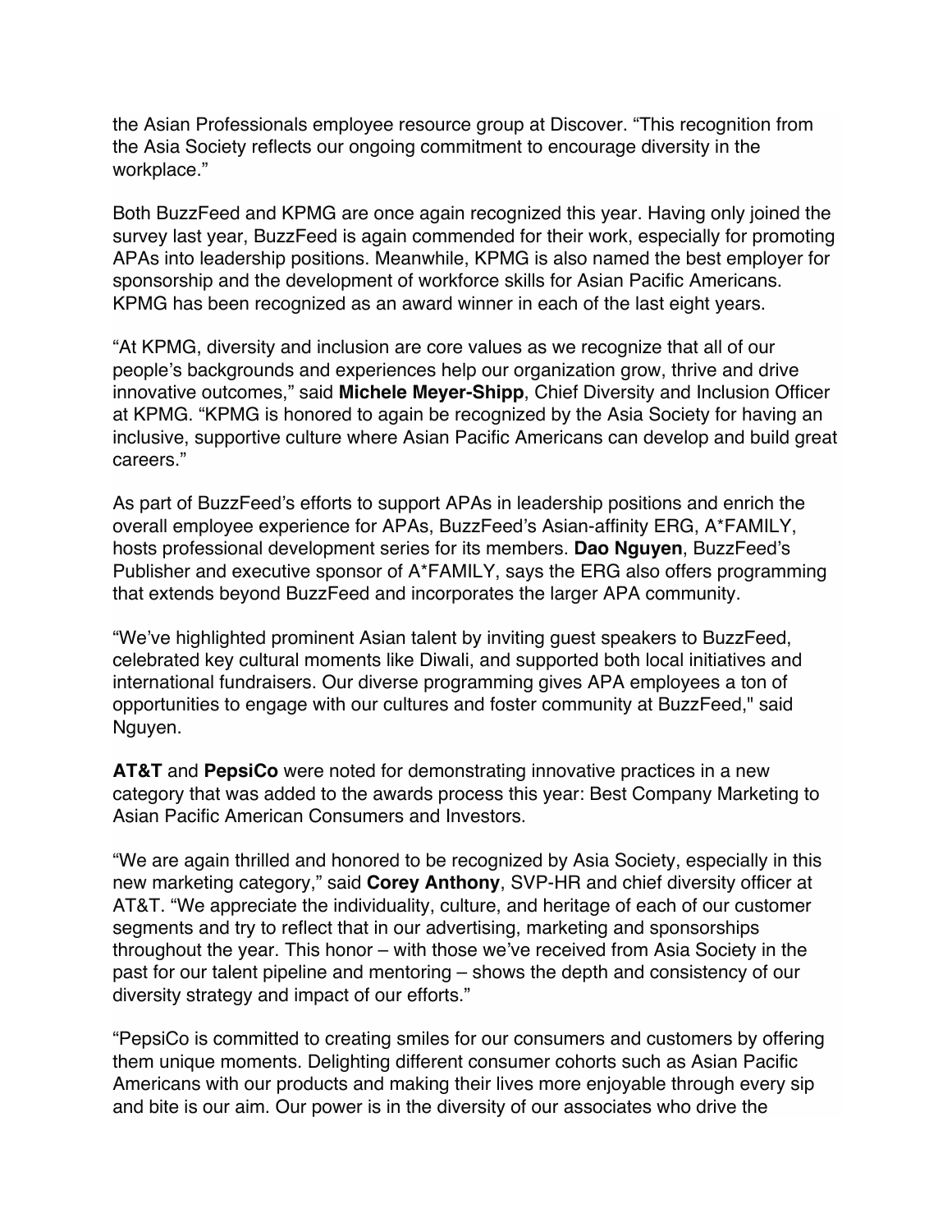the Asian Professionals employee resource group at Discover. "This recognition from the Asia Society reflects our ongoing commitment to encourage diversity in the workplace."

Both BuzzFeed and KPMG are once again recognized this year. Having only joined the survey last year, BuzzFeed is again commended for their work, especially for promoting APAs into leadership positions. Meanwhile, KPMG is also named the best employer for sponsorship and the development of workforce skills for Asian Pacific Americans. KPMG has been recognized as an award winner in each of the last eight years.

"At KPMG, diversity and inclusion are core values as we recognize that all of our people's backgrounds and experiences help our organization grow, thrive and drive innovative outcomes," said **Michele Meyer-Shipp**, Chief Diversity and Inclusion Officer at KPMG. "KPMG is honored to again be recognized by the Asia Society for having an inclusive, supportive culture where Asian Pacific Americans can develop and build great careers."

As part of BuzzFeed's efforts to support APAs in leadership positions and enrich the overall employee experience for APAs, BuzzFeed's Asian-affinity ERG, A*FAMILY, hosts professional development series for its members. **Dao Nguyen**, BuzzFeed's Publisher and executive sponsor of A*FAMILY, says the ERG also offers programming that extends beyond BuzzFeed and incorporates the larger APA community.

"We've highlighted prominent Asian talent by inviting guest speakers to BuzzFeed, celebrated key cultural moments like Diwali, and supported both local initiatives and international fundraisers. Our diverse programming gives APA employees a ton of opportunities to engage with our cultures and foster community at BuzzFeed," said Nguyen.

**AT&T** and **PepsiCo** were noted for demonstrating innovative practices in a new category that was added to the awards process this year: Best Company Marketing to Asian Pacific American Consumers and Investors.

"We are again thrilled and honored to be recognized by Asia Society, especially in this new marketing category," said **Corey Anthony**, SVP-HR and chief diversity officer at AT&T. "We appreciate the individuality, culture, and heritage of each of our customer segments and try to reflect that in our advertising, marketing and sponsorships throughout the year. This honor – with those we've received from Asia Society in the past for our talent pipeline and mentoring – shows the depth and consistency of our diversity strategy and impact of our efforts."

"PepsiCo is committed to creating smiles for our consumers and customers by offering them unique moments. Delighting different consumer cohorts such as Asian Pacific Americans with our products and making their lives more enjoyable through every sip and bite is our aim. Our power is in the diversity of our associates who drive the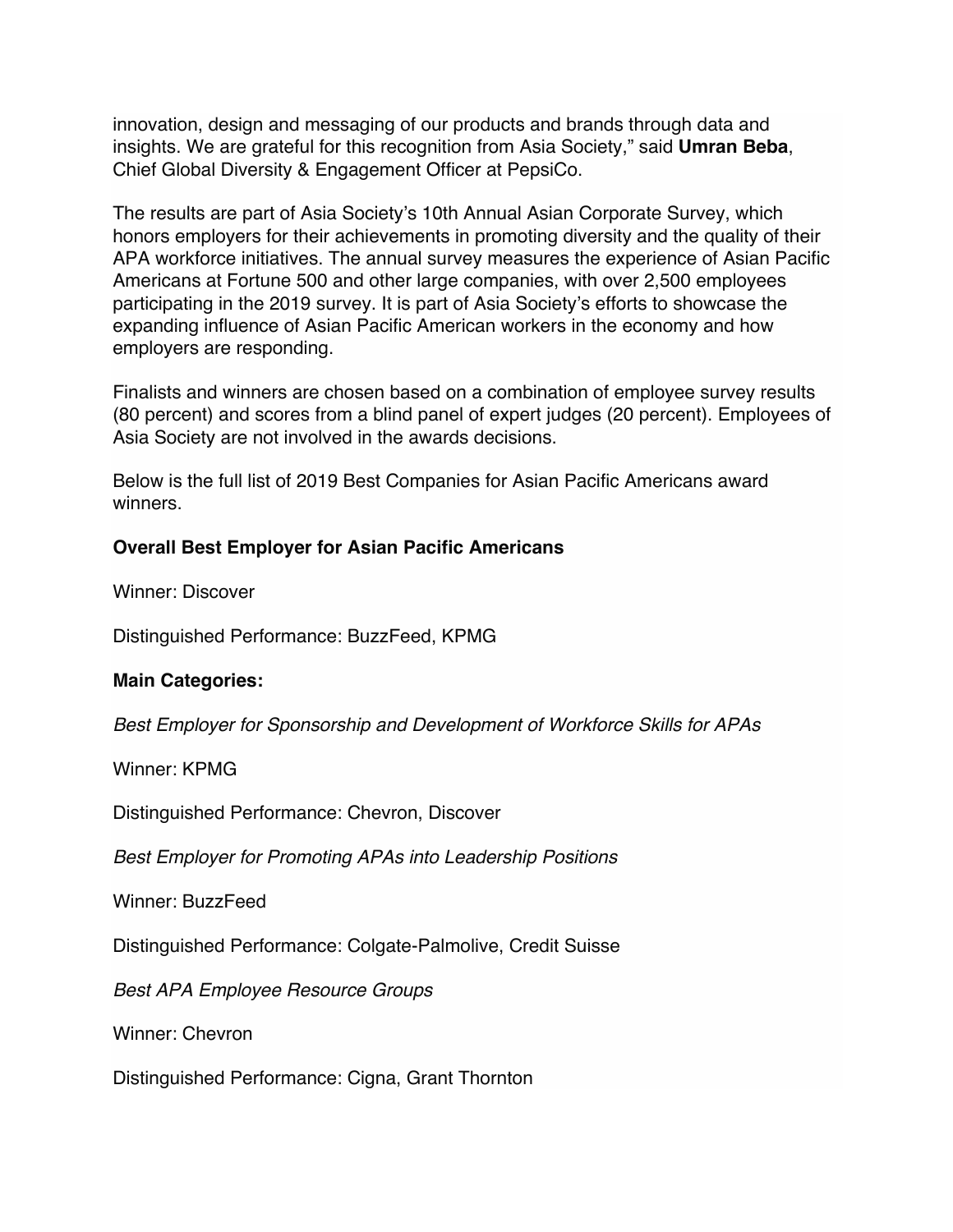innovation, design and messaging of our products and brands through data and insights. We are grateful for this recognition from Asia Society," said **Umran Beba**, Chief Global Diversity & Engagement Officer at PepsiCo.

The results are part of Asia Society's 10th Annual Asian Corporate Survey, which honors employers for their achievements in promoting diversity and the quality of their APA workforce initiatives. The annual survey measures the experience of Asian Pacific Americans at Fortune 500 and other large companies, with over 2,500 employees participating in the 2019 survey. It is part of Asia Society's efforts to showcase the expanding influence of Asian Pacific American workers in the economy and how employers are responding.

Finalists and winners are chosen based on a combination of employee survey results (80 percent) and scores from a blind panel of expert judges (20 percent). Employees of Asia Society are not involved in the awards decisions.

Below is the full list of 2019 Best Companies for Asian Pacific Americans award winners.

**Overall Best Employer for Asian Pacific Americans**

Winner: Discover

Distinguished Performance: BuzzFeed, KPMG

**Main Categories:**

*Best Employer for Sponsorship and Development of Workforce Skills for APAs*

Winner: KPMG

Distinguished Performance: Chevron, Discover

*Best Employer for Promoting APAs into Leadership Positions*

Winner: BuzzFeed

Distinguished Performance: Colgate-Palmolive, Credit Suisse

*Best APA Employee Resource Groups*

Winner: Chevron

Distinguished Performance: Cigna, Grant Thornton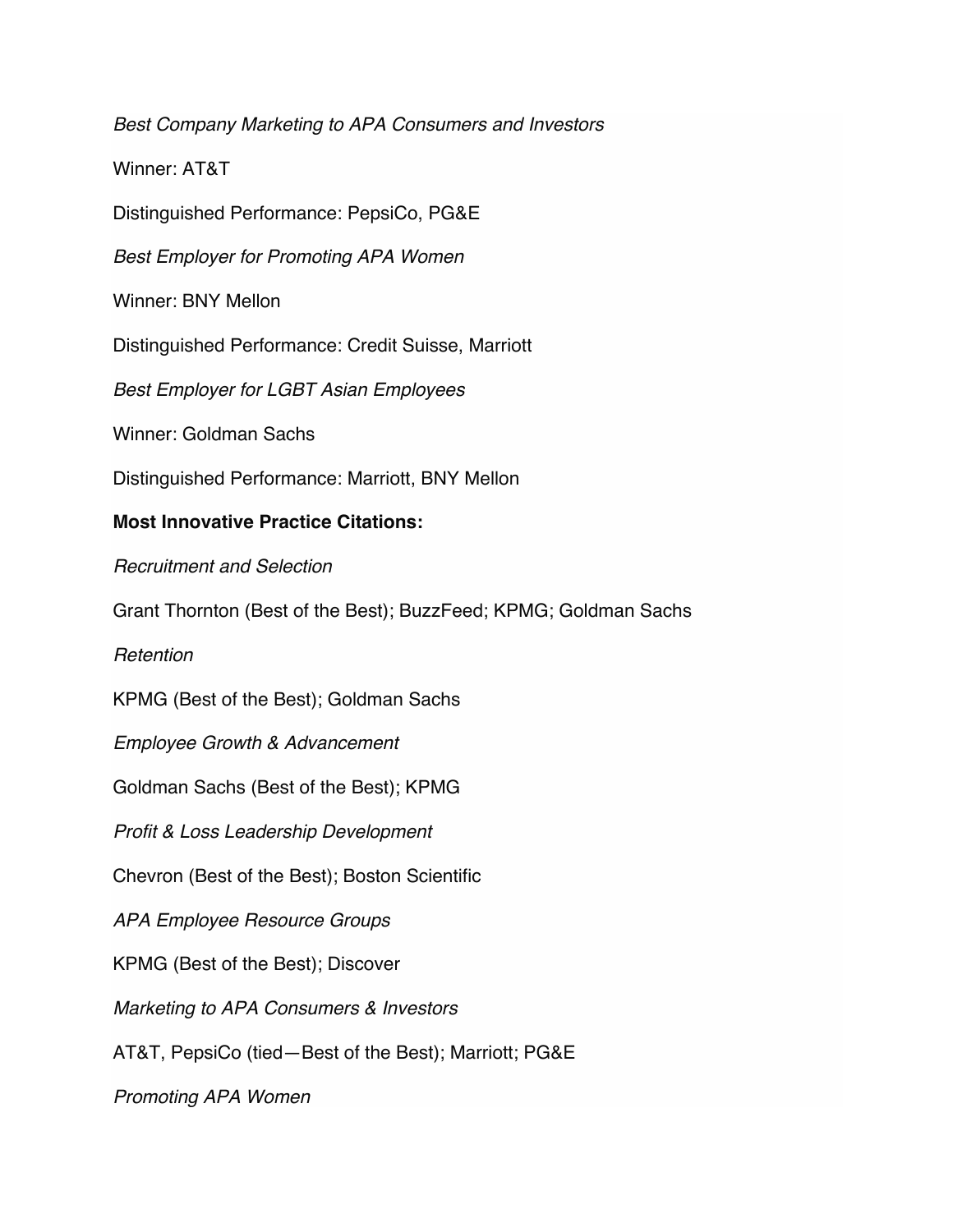*Best Company Marketing to APA Consumers and Investors*

Winner: AT&T

Distinguished Performance: PepsiCo, PG&E

*Best Employer for Promoting APA Women*

Winner: BNY Mellon

Distinguished Performance: Credit Suisse, Marriott

*Best Employer for LGBT Asian Employees*

Winner: Goldman Sachs

Distinguished Performance: Marriott, BNY Mellon

**Most Innovative Practice Citations:**

*Recruitment and Selection*

Grant Thornton (Best of the Best); BuzzFeed; KPMG; Goldman Sachs

*Retention*

KPMG (Best of the Best); Goldman Sachs

*Employee Growth & Advancement*

Goldman Sachs (Best of the Best); KPMG

*Profit & Loss Leadership Development*

Chevron (Best of the Best); Boston Scientific

*APA Employee Resource Groups*

KPMG (Best of the Best); Discover

*Marketing to APA Consumers & Investors*

AT&T, PepsiCo (tied—Best of the Best); Marriott; PG&E

*Promoting APA Women*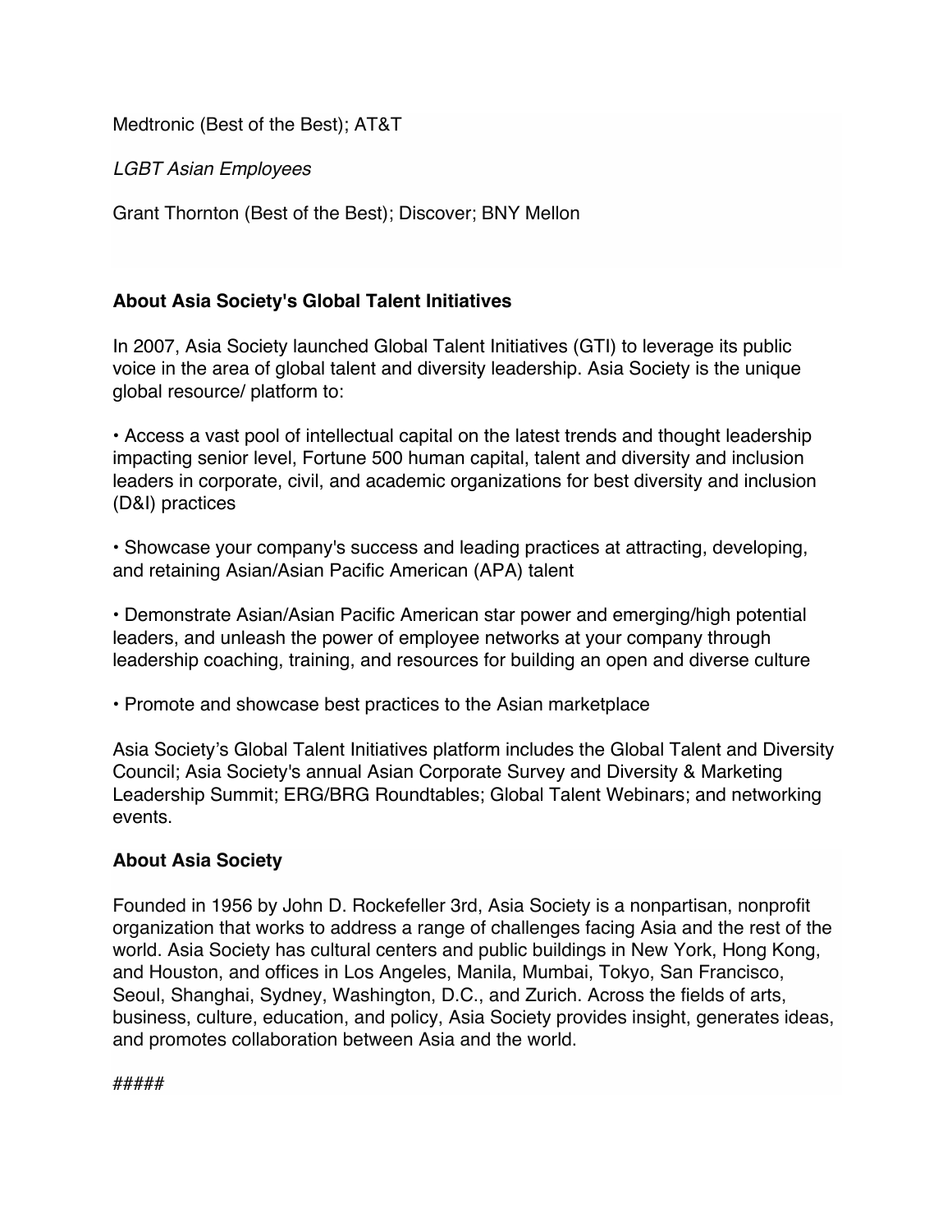Medtronic (Best of the Best); AT&T

*LGBT Asian Employees*

Grant Thornton (Best of the Best); Discover; BNY Mellon

**About Asia Society's Global Talent Initiatives**

In 2007, Asia Society launched Global Talent Initiatives (GTI) to leverage its public voice in the area of global talent and diversity leadership. Asia Society is the unique global resource/ platform to:

• Access a vast pool of intellectual capital on the latest trends and thought leadership impacting senior level, Fortune 500 human capital, talent and diversity and inclusion leaders in corporate, civil, and academic organizations for best diversity and inclusion (D&I) practices

• Showcase your company's success and leading practices at attracting, developing, and retaining Asian/Asian Pacific American (APA) talent

• Demonstrate Asian/Asian Pacific American star power and emerging/high potential leaders, and unleash the power of employee networks at your company through leadership coaching, training, and resources for building an open and diverse culture

• Promote and showcase best practices to the Asian marketplace

Asia Society's Global Talent Initiatives platform includes the Global Talent and Diversity Council; Asia Society's annual Asian Corporate Survey and Diversity & Marketing Leadership Summit; ERG/BRG Roundtables; Global Talent Webinars; and networking events.

**About Asia Society**

Founded in 1956 by John D. Rockefeller 3rd, Asia Society is a nonpartisan, nonprofit organization that works to address a range of challenges facing Asia and the rest of the world. Asia Society has cultural centers and public buildings in New York, Hong Kong, and Houston, and offices in Los Angeles, Manila, Mumbai, Tokyo, San Francisco, Seoul, Shanghai, Sydney, Washington, D.C., and Zurich. Across the fields of arts, business, culture, education, and policy, Asia Society provides insight, generates ideas, and promotes collaboration between Asia and the world.

*#####*